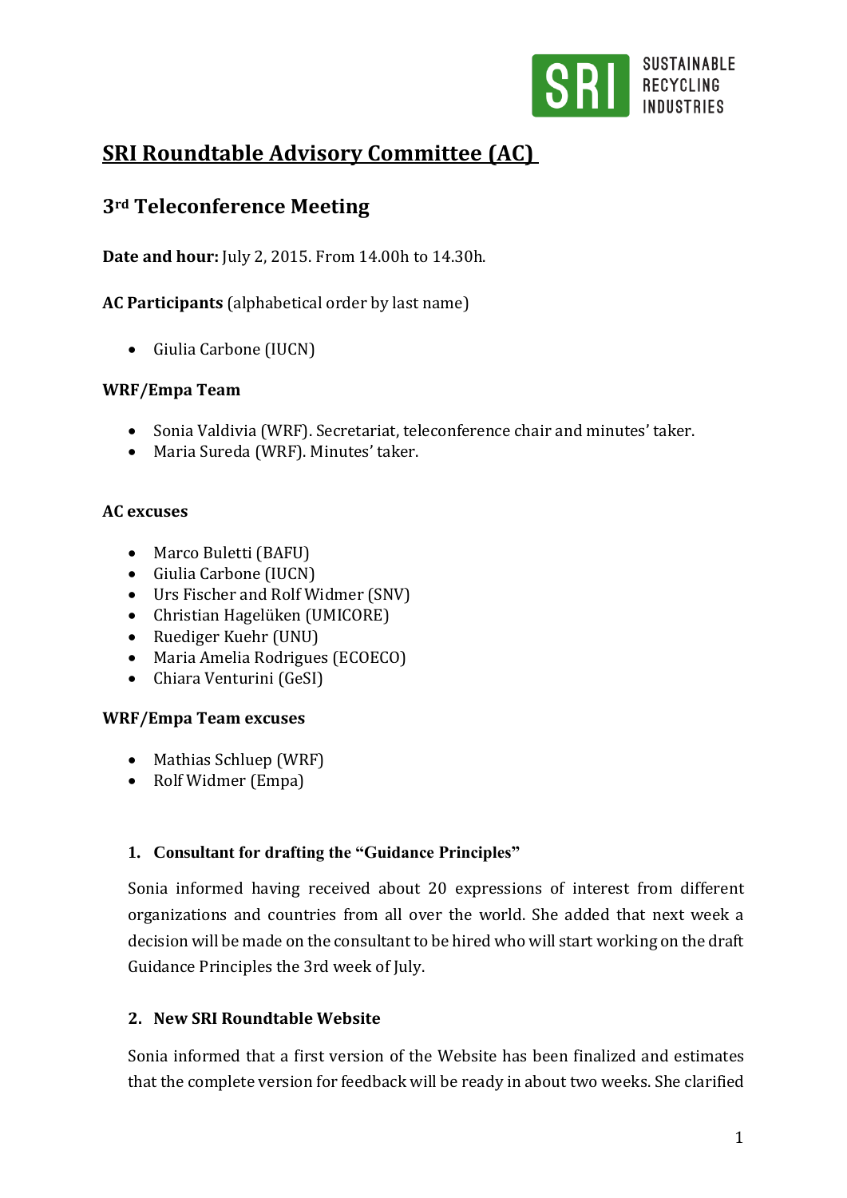# SRI Roundtable Advisory Committee (AC)

## 3rd Teleconference Meeting

**Date and hour:** July 2, 2015. From 14.00h to 14.30h.

**AC Participants** (alphabetical order by last name)

- Giulia Carbone (IUCN)

**WRF/Empa Team**

- Sonia Valdivia (WRF). Secretariat, teleconference chair and minutes' taker.
- Maria Sureda (WRF). Minutes' taker.

**AC excuses**

- Marco Buletti (BAFU)
- Giulia Carbone (IUCN)
- Urs Fischer and Rolf Widmer (SNV)
- Christian Hagelüken (UMICORE)
- Ruediger Kuehr (UNU)
- Maria Amelia Rodrigues (ECOECO)
- Chiara Venturini (GeSI)

**WRF/Empa Team excuses**

- Mathias Schluep (WRF)
- Rolf Widmer (Empa)

### 1. Consultant for drafting the "Guidance Principles"

Sonia informed having received about 20 expressions of interest from different organizations and countries from all over the world. She added that next week a decision will be made on the consultant to be hired who will start working on the draft Guidance Principles the 3rd week of July.

### 2. New SRI Roundtable Website

Sonia informed that a first version of the Website has been finalized and estimates that the complete version for feedback will be ready in about two weeks. She clarified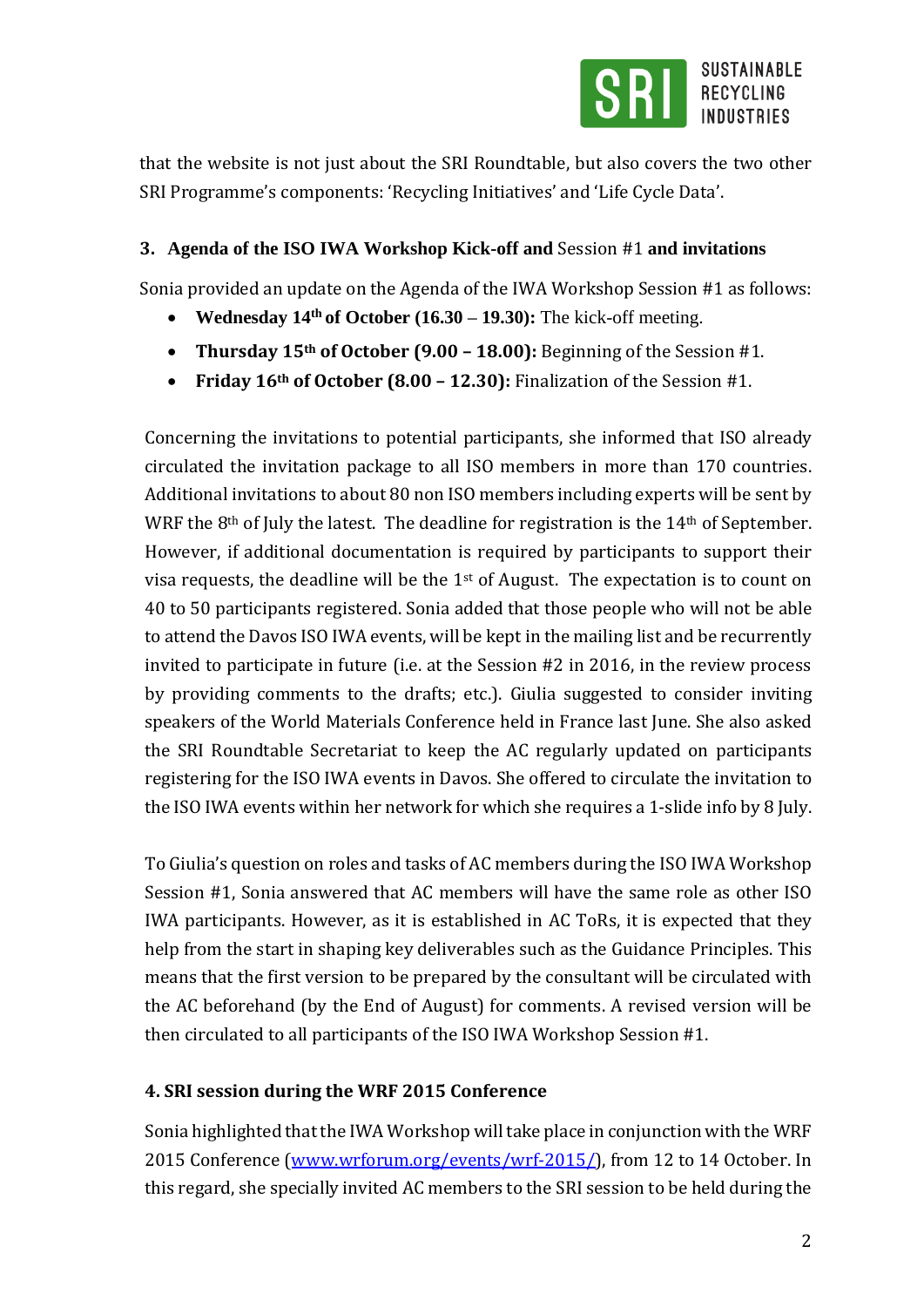that the website is not just about the SRI Roundtable, but also covers the two other SRI Programme's components: 'Recycling Initiatives' and 'Life Cycle Data'.

### 3. Agenda of the ISO IWA Workshop Kick-off and Session #1 and invitations

Sonia provided an update on the Agenda of the IWA Workshop Session #1 as follows:

- **Wednesday 14th of October (16.30 – 19.30):** The kick-off meeting.
- **Thursday 15th of October (9.00 – 18.00):** Beginning of the Session #1.
- **Friday 16th of October (8.00 – 12.30):** Finalization of the Session #1.

Concerning the invitations to potential participants, she informed that ISO already circulated the invitation package to all ISO members in more than 170 countries. Additional invitations to about 80 non ISO members including experts will be sent by WRF the 8th of July the latest. The deadline for registration is the 14th of September. However, if additional documentation is required by participants to support their visa requests, the deadline will be the 1st of August. The expectation is to count on 40 to 50 participants registered. Sonia added that those people who will not be able to attend the Davos ISO IWA events, will be kept in the mailing list and be recurrently invited to participate in future (i.e. at the Session #2 in 2016, in the review process by providing comments to the drafts; etc.). Giulia suggested to consider inviting speakers of the World Materials Conference held in France last June. She also asked the SRI Roundtable Secretariat to keep the AC regularly updated on participants registering for the ISO IWA events in Davos. She offered to circulate the invitation to the ISO IWA events within her network for which she requires a 1-slide info by 8 July.

To Giulia's question on roles and tasks of AC members during the ISO IWA Workshop Session #1, Sonia answered that AC members will have the same role as other ISO IWA participants. However, as it is established in AC ToRs, it is expected that they help from the start in shaping key deliverables such as the Guidance Principles. This means that the first version to be prepared by the consultant will be circulated with the AC beforehand (by the End of August) for comments. A revised version will be then circulated to all participants of the ISO IWA Workshop Session #1.

### 4. SRI session during the WRF 2015 Conference

Sonia highlighted that the IWA Workshop will take place in conjunction with the WRF 2015 Conference ([www.wrforum.org/events/wrf-2015/](www.wrforum.org/events/wrf-2015/)), from 12 to 14 October. In this regard, she specially invited AC members to the SRI session to be held during the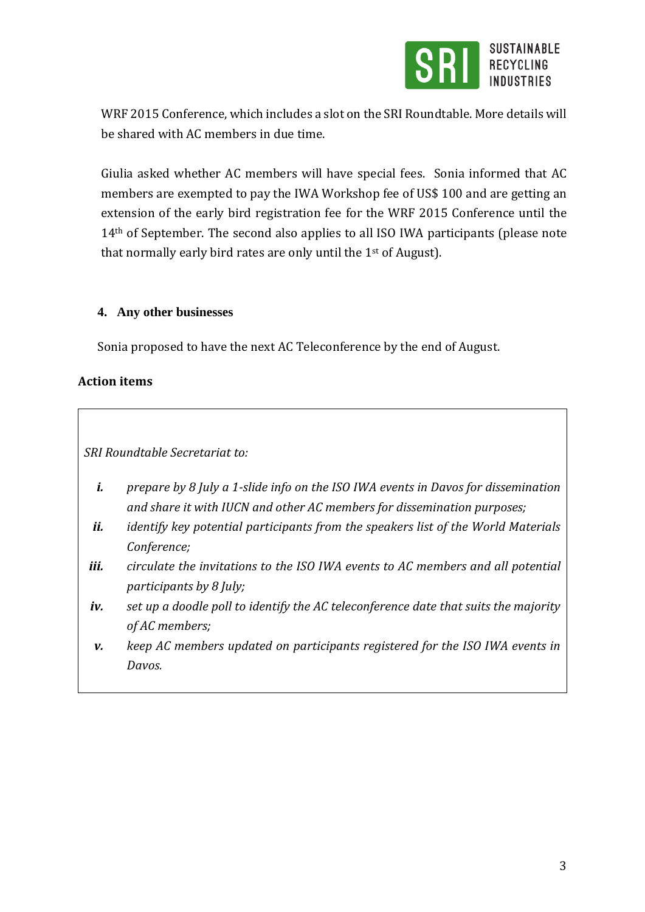WRF 2015 Conference, which includes a slot on the SRI Roundtable. More details will be shared with AC members in due time.

Giulia asked whether AC members will have special fees. Sonia informed that AC members are exempted to pay the IWA Workshop fee of US$ 100 and are getting an extension of the early bird registration fee for the WRF 2015 Conference until the 14th of September. The second also applies to all ISO IWA participants (please note that normally early bird rates are only until the 1st of August).

#### 4. Any other businesses

Sonia proposed to have the next AC Teleconference by the end of August.

### Action items

*SRI Roundtable Secretariat to:*

- ***i.*** *prepare by 8 July a 1-slide info on the ISO IWA events in Davos for dissemination and share it with IUCN and other AC members for dissemination purposes;*
- ***ii.*** *identify key potential participants from the speakers list of the World Materials Conference;*
- ***iii.*** *circulate the invitations to the ISO IWA events to AC members and all potential participants by 8 July;*
- ***iv.*** *set up a doodle poll to identify the AC teleconference date that suits the majority of AC members;*
- ***v.*** *keep AC members updated on participants registered for the ISO IWA events in Davos.*